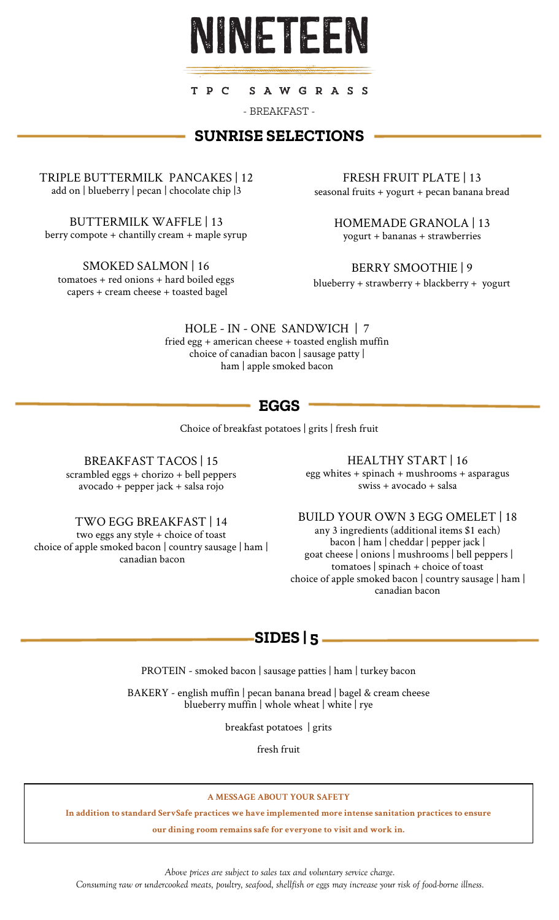# NINETEEN

TPC SAWGRASS

- BREAKFAST -

## SUNRISE SELECTIONS

TRIPLE BUTTERMILK PANCAKES | 12
add on | blueberry | pecan | chocolate chip |3

BUTTERMILK WAFFLE | 13
berry compote + chantilly cream + maple syrup

SMOKED SALMON | 16
tomatoes + red onions + hard boiled eggs
capers + cream cheese + toasted bagel

FRESH FRUIT PLATE | 13
seasonal fruits + yogurt + pecan banana bread

HOMEMADE GRANOLA | 13
yogurt + bananas + strawberries

BERRY SMOOTHIE | 9
blueberry + strawberry + blackberry + yogurt

HOLE - IN - ONE SANDWICH | 7
fried egg + american cheese + toasted english muffin
choice of canadian bacon | sausage patty |
ham | apple smoked bacon

## EGGS

Choice of breakfast potatoes | grits | fresh fruit

BREAKFAST TACOS | 15
scrambled eggs + chorizo + bell peppers
avocado + pepper jack + salsa rojo

TWO EGG BREAKFAST | 14
two eggs any style + choice of toast
choice of apple smoked bacon | country sausage | ham |
canadian bacon

HEALTHY START | 16
egg whites + spinach + mushrooms + asparagus
swiss + avocado + salsa

BUILD YOUR OWN 3 EGG OMELET | 18
any 3 ingredients (additional items $1 each)
bacon | ham | cheddar | pepper jack |
goat cheese | onions | mushrooms | bell peppers |
tomatoes | spinach + choice of toast
choice of apple smoked bacon | country sausage | ham |
canadian bacon

## SIDES | 5

PROTEIN - smoked bacon | sausage patties | ham | turkey bacon

BAKERY - english muffin | pecan banana bread | bagel & cream cheese
blueberry muffin | whole wheat | white | rye

breakfast potatoes | grits

fresh fruit

**A MESSAGE ABOUT YOUR SAFETY**

**In addition to standard ServSafe practices we have implemented more intense sanitation practices to ensure our dining room remains safe for everyone to visit and work in.**

*Above prices are subject to sales tax and voluntary service charge.*
*Consuming raw or undercooked meats, poultry, seafood, shellfish or eggs may increase your risk of food-borne illness.*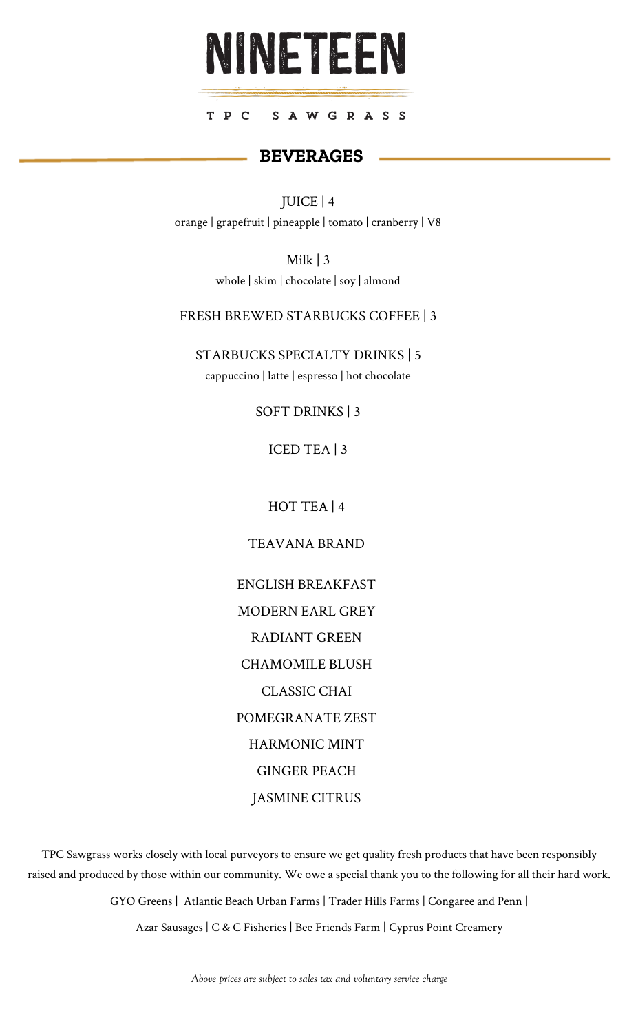# NINETEEN

TPC SAWGRASS

## BEVERAGES

JUICE | 4

orange | grapefruit | pineapple | tomato | cranberry | V8

Milk | 3

whole | skim | chocolate | soy | almond

FRESH BREWED STARBUCKS COFFEE | 3

STARBUCKS SPECIALTY DRINKS | 5

cappuccino | latte | espresso | hot chocolate

SOFT DRINKS | 3

ICED TEA | 3

HOT TEA | 4

TEAVANA BRAND

ENGLISH BREAKFAST

MODERN EARL GREY

RADIANT GREEN

CHAMOMILE BLUSH

CLASSIC CHAI

POMEGRANATE ZEST

HARMONIC MINT

GINGER PEACH

JASMINE CITRUS

TPC Sawgrass works closely with local purveyors to ensure we get quality fresh products that have been responsibly raised and produced by those within our community. We owe a special thank you to the following for all their hard work.

GYO Greens | Atlantic Beach Urban Farms | Trader Hills Farms | Congaree and Penn |

Azar Sausages | C & C Fisheries | Bee Friends Farm | Cyprus Point Creamery

*Above prices are subject to sales tax and voluntary service charge*